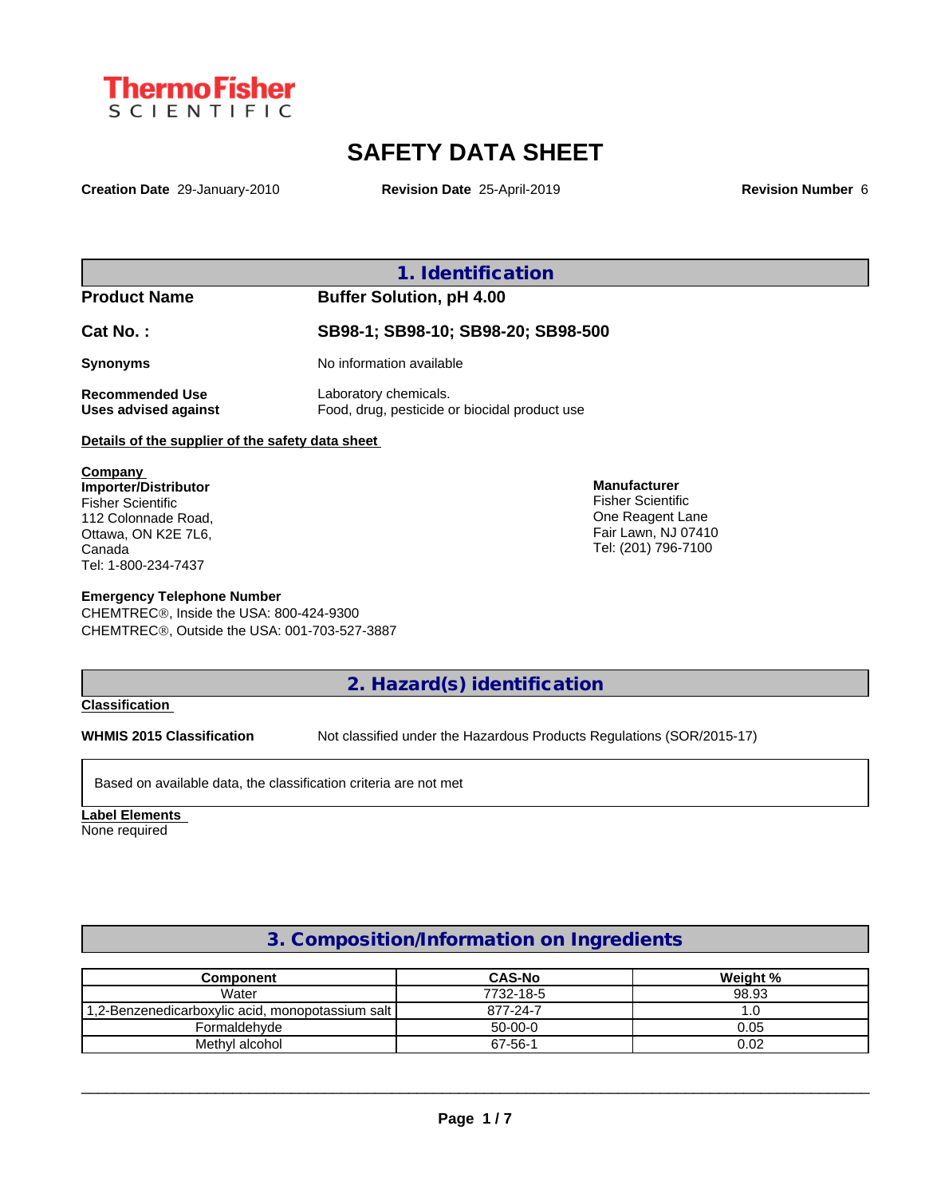ThermoFisher SCIENTIFIC

# SAFETY DATA SHEET

**Creation Date** 29-January-2010 **Revision Date** 25-April-2019 **Revision Number** 6

## 1. Identification

**Product Name** **Buffer Solution, pH 4.00**

**Cat No. :** **SB98-1; SB98-10; SB98-20; SB98-500**

**Synonyms** No information available

**Recommended Use** Laboratory chemicals.
**Uses advised against** Food, drug, pesticide or biocidal product use

**Details of the supplier of the safety data sheet**

**Company**
**Importer/Distributor**
Fisher Scientific
112 Colonnade Road,
Ottawa, ON K2E 7L6,
Canada
Tel: 1-800-234-7437

**Manufacturer**
Fisher Scientific
One Reagent Lane
Fair Lawn, NJ 07410
Tel: (201) 796-7100

**Emergency Telephone Number**
CHEMTREC®, Inside the USA: 800-424-9300
CHEMTREC®, Outside the USA: 001-703-527-3887

## 2. Hazard(s) identification

**Classification**

**WHMIS 2015 Classification** Not classified under the Hazardous Products Regulations (SOR/2015-17)

Based on available data, the classification criteria are not met

**Label Elements**
None required

## 3. Composition/Information on Ingredients

| Component | CAS-No | Weight % |
|---|---|---|
| Water | 7732-18-5 | 98.93 |
| 1,2-Benzenedicarboxylic acid, monopotassium salt | 877-24-7 | 1.0 |
| Formaldehyde | 50-00-0 | 0.05 |
| Methyl alcohol | 67-56-1 | 0.02 |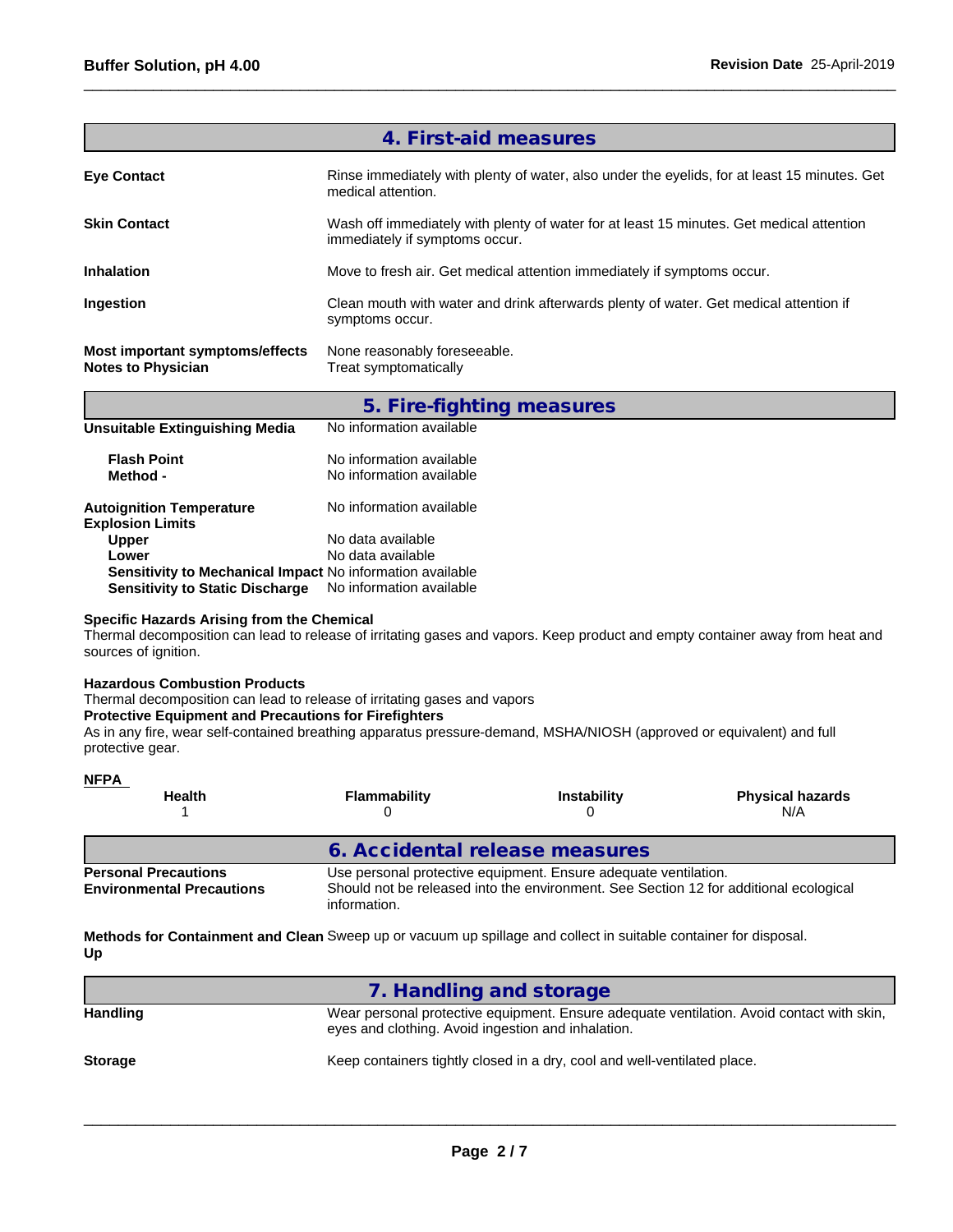## 4. First-aid measures

**Eye Contact** Rinse immediately with plenty of water, also under the eyelids, for at least 15 minutes. Get medical attention.

**Skin Contact** Wash off immediately with plenty of water for at least 15 minutes. Get medical attention immediately if symptoms occur.

**Inhalation** Move to fresh air. Get medical attention immediately if symptoms occur.

**Ingestion** Clean mouth with water and drink afterwards plenty of water. Get medical attention if symptoms occur.

**Most important symptoms/effects** None reasonably foreseeable.
**Notes to Physician** Treat symptomatically

## 5. Fire-fighting measures

**Unsuitable Extinguishing Media** No information available

**Flash Point** No information available
**Method -** No information available

**Autoignition Temperature** No information available
**Explosion Limits**
**Upper** No data available
**Lower** No data available
**Sensitivity to Mechanical Impact** No information available
**Sensitivity to Static Discharge** No information available

**Specific Hazards Arising from the Chemical**
Thermal decomposition can lead to release of irritating gases and vapors. Keep product and empty container away from heat and sources of ignition.

**Hazardous Combustion Products**
Thermal decomposition can lead to release of irritating gases and vapors
**Protective Equipment and Precautions for Firefighters**
As in any fire, wear self-contained breathing apparatus pressure-demand, MSHA/NIOSH (approved or equivalent) and full protective gear.

**NFPA**

| Health | Flammability | Instability | Physical hazards |
|---|---|---|---|
| 1 | 0 | 0 | N/A |

## 6. Accidental release measures

**Personal Precautions** Use personal protective equipment. Ensure adequate ventilation.
**Environmental Precautions** Should not be released into the environment. See Section 12 for additional ecological information.

**Methods for Containment and Clean Up** Sweep up or vacuum up spillage and collect in suitable container for disposal.

## 7. Handling and storage

**Handling** Wear personal protective equipment. Ensure adequate ventilation. Avoid contact with skin, eyes and clothing. Avoid ingestion and inhalation.

**Storage** Keep containers tightly closed in a dry, cool and well-ventilated place.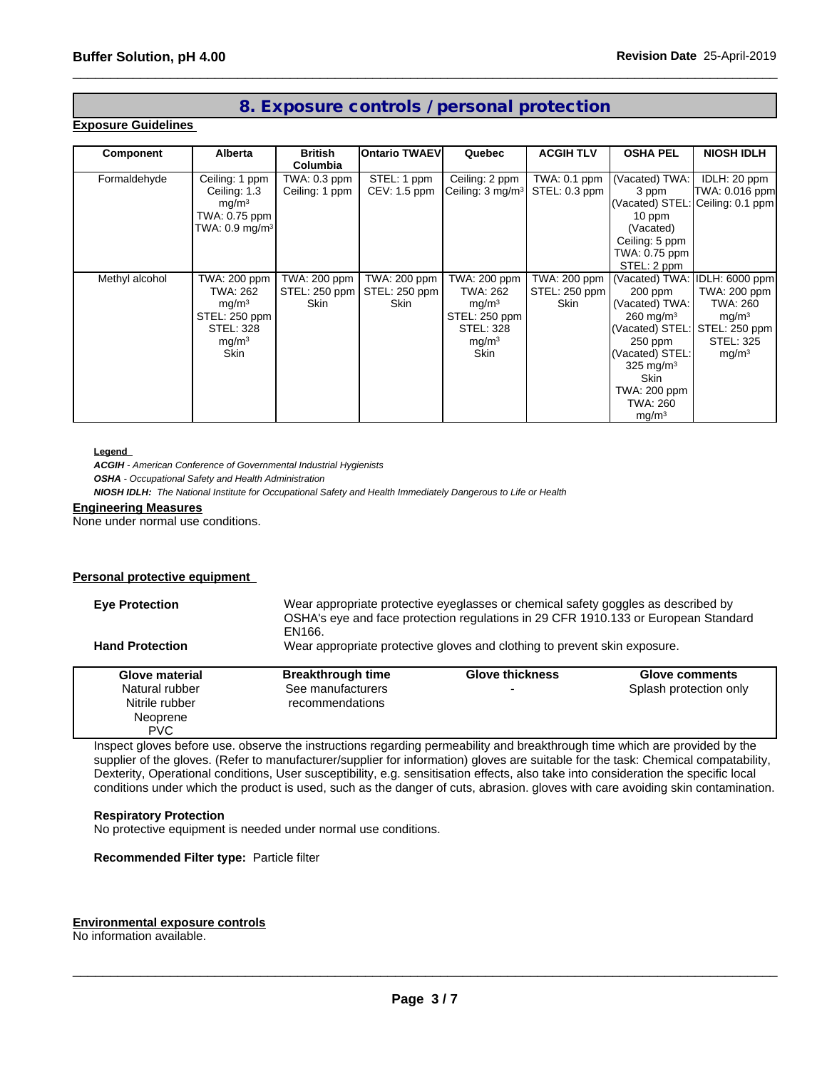## 8. Exposure controls / personal protection

**Exposure Guidelines**

| Component | Alberta | British Columbia | Ontario TWAEV | Quebec | ACGIH TLV | OSHA PEL | NIOSH IDLH |
|---|---|---|---|---|---|---|---|
| Formaldehyde | Ceiling: 1 ppm<br>Ceiling: 1.3 mg/m³<br>TWA: 0.75 ppm<br>TWA: 0.9 mg/m³ | TWA: 0.3 ppm<br>Ceiling: 1 ppm | STEL: 1 ppm<br>CEV: 1.5 ppm | Ceiling: 2 ppm<br>Ceiling: 3 mg/m³ | TWA: 0.1 ppm<br>STEL: 0.3 ppm | (Vacated) TWA: 3 ppm<br>(Vacated) STEL: 10 ppm<br>(Vacated) Ceiling: 5 ppm<br>TWA: 0.75 ppm<br>STEL: 2 ppm | IDLH: 20 ppm<br>TWA: 0.016 ppm<br>Ceiling: 0.1 ppm |
| Methyl alcohol | TWA: 200 ppm<br>TWA: 262 mg/m³<br>STEL: 250 ppm<br>STEL: 328 mg/m³<br>Skin | TWA: 200 ppm<br>STEL: 250 ppm<br>Skin | TWA: 200 ppm<br>STEL: 250 ppm<br>Skin | TWA: 200 ppm<br>TWA: 262 mg/m³<br>STEL: 250 ppm<br>STEL: 328 mg/m³<br>Skin | TWA: 200 ppm<br>STEL: 250 ppm<br>Skin | (Vacated) TWA: 200 ppm<br>(Vacated) TWA: 260 mg/m³<br>(Vacated) STEL: 250 ppm<br>(Vacated) STEL: 325 mg/m³<br>Skin<br>TWA: 200 ppm<br>TWA: 260 mg/m³ | IDLH: 6000 ppm<br>TWA: 200 ppm<br>TWA: 260 mg/m³<br>STEL: 250 ppm<br>STEL: 325 mg/m³ |

**Legend**

***ACGIH*** *- American Conference of Governmental Industrial Hygienists*
***OSHA*** *- Occupational Safety and Health Administration*
***NIOSH IDLH:*** *The National Institute for Occupational Safety and Health Immediately Dangerous to Life or Health*

**Engineering Measures**

None under normal use conditions.

**Personal protective equipment**

**Eye Protection** Wear appropriate protective eyeglasses or chemical safety goggles as described by OSHA's eye and face protection regulations in 29 CFR 1910.133 or European Standard EN166.

**Hand Protection** Wear appropriate protective gloves and clothing to prevent skin exposure.

| Glove material | Breakthrough time | Glove thickness | Glove comments |
|---|---|---|---|
| Natural rubber<br>Nitrile rubber<br>Neoprene<br>PVC | See manufacturers recommendations | - | Splash protection only |

Inspect gloves before use. observe the instructions regarding permeability and breakthrough time which are provided by the supplier of the gloves. (Refer to manufacturer/supplier for information) gloves are suitable for the task: Chemical compatability, Dexterity, Operational conditions, User susceptibility, e.g. sensitisation effects, also take into consideration the specific local conditions under which the product is used, such as the danger of cuts, abrasion. gloves with care avoiding skin contamination.

**Respiratory Protection**
No protective equipment is needed under normal use conditions.

**Recommended Filter type:** Particle filter

**Environmental exposure controls**
No information available.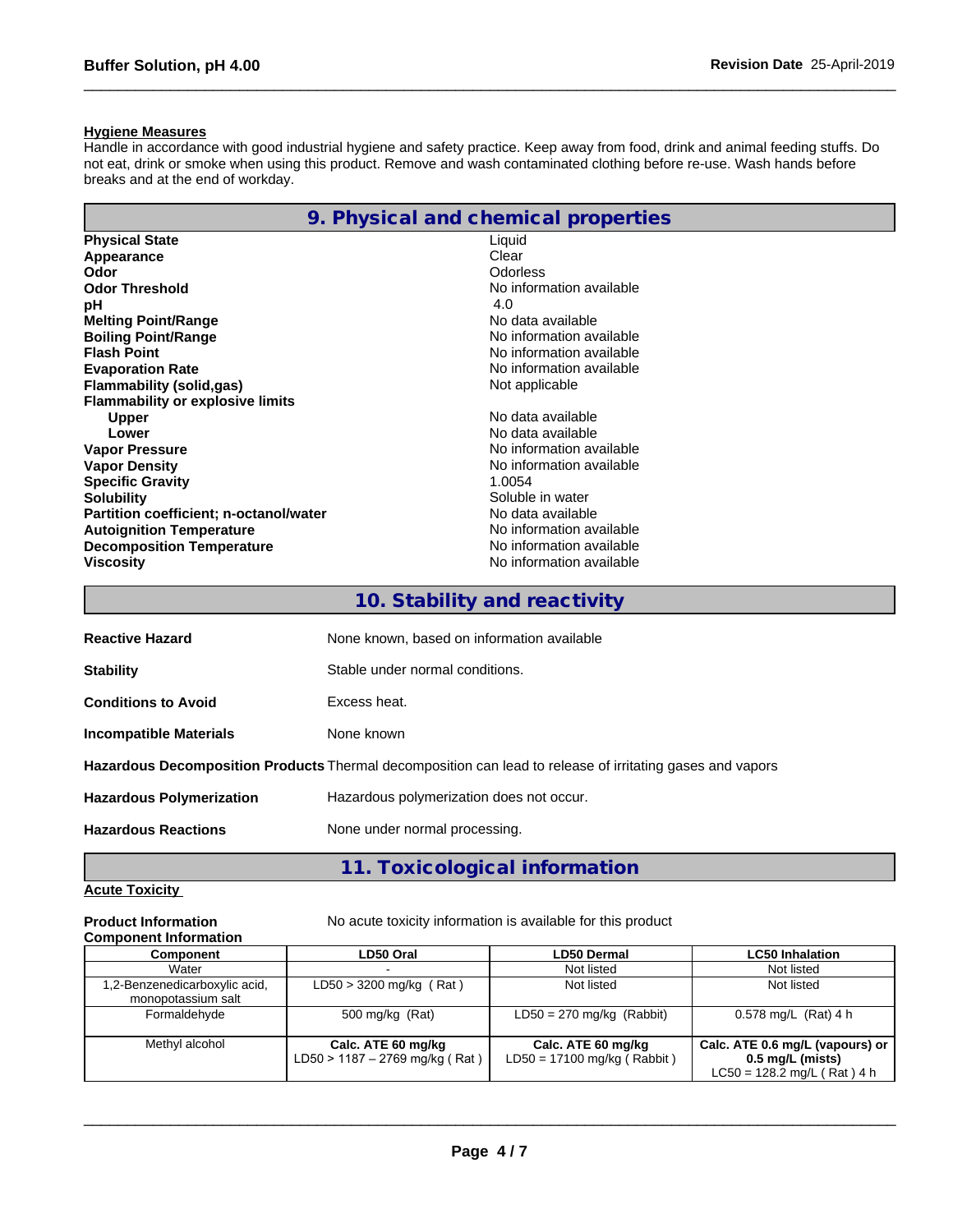#### Hygiene Measures

Handle in accordance with good industrial hygiene and safety practice. Keep away from food, drink and animal feeding stuffs. Do not eat, drink or smoke when using this product. Remove and wash contaminated clothing before re-use. Wash hands before breaks and at the end of workday.

## 9. Physical and chemical properties

| | |
|---|---|
| **Physical State** | Liquid |
| **Appearance** | Clear |
| **Odor** | Odorless |
| **Odor Threshold** | No information available |
| **pH** | 4.0 |
| **Melting Point/Range** | No data available |
| **Boiling Point/Range** | No information available |
| **Flash Point** | No information available |
| **Evaporation Rate** | No information available |
| **Flammability (solid,gas)** | Not applicable |
| **Flammability or explosive limits** | |
| **Upper** | No data available |
| **Lower** | No data available |
| **Vapor Pressure** | No information available |
| **Vapor Density** | No information available |
| **Specific Gravity** | 1.0054 |
| **Solubility** | Soluble in water |
| **Partition coefficient; n-octanol/water** | No data available |
| **Autoignition Temperature** | No information available |
| **Decomposition Temperature** | No information available |
| **Viscosity** | No information available |

## 10. Stability and reactivity

| | |
|---|---|
| **Reactive Hazard** | None known, based on information available |
| **Stability** | Stable under normal conditions. |
| **Conditions to Avoid** | Excess heat. |
| **Incompatible Materials** | None known |
| **Hazardous Decomposition Products** | Thermal decomposition can lead to release of irritating gases and vapors |
| **Hazardous Polymerization** | Hazardous polymerization does not occur. |
| **Hazardous Reactions** | None under normal processing. |

## 11. Toxicological information

#### Acute Toxicity

**Product Information** No acute toxicity information is available for this product

**Component Information**

| Component | LD50 Oral | LD50 Dermal | LC50 Inhalation |
|---|---|---|---|
| Water | - | Not listed | Not listed |
| 1,2-Benzenedicarboxylic acid, monopotassium salt | LD50 > 3200 mg/kg ( Rat ) | Not listed | Not listed |
| Formaldehyde | 500 mg/kg (Rat) | LD50 = 270 mg/kg (Rabbit) | 0.578 mg/L (Rat) 4 h |
| Methyl alcohol | **Calc. ATE 60 mg/kg** LD50 > 1187 – 2769 mg/kg ( Rat ) | **Calc. ATE 60 mg/kg** LD50 = 17100 mg/kg ( Rabbit ) | **Calc. ATE 0.6 mg/L (vapours) or 0.5 mg/L (mists)** LC50 = 128.2 mg/L ( Rat ) 4 h |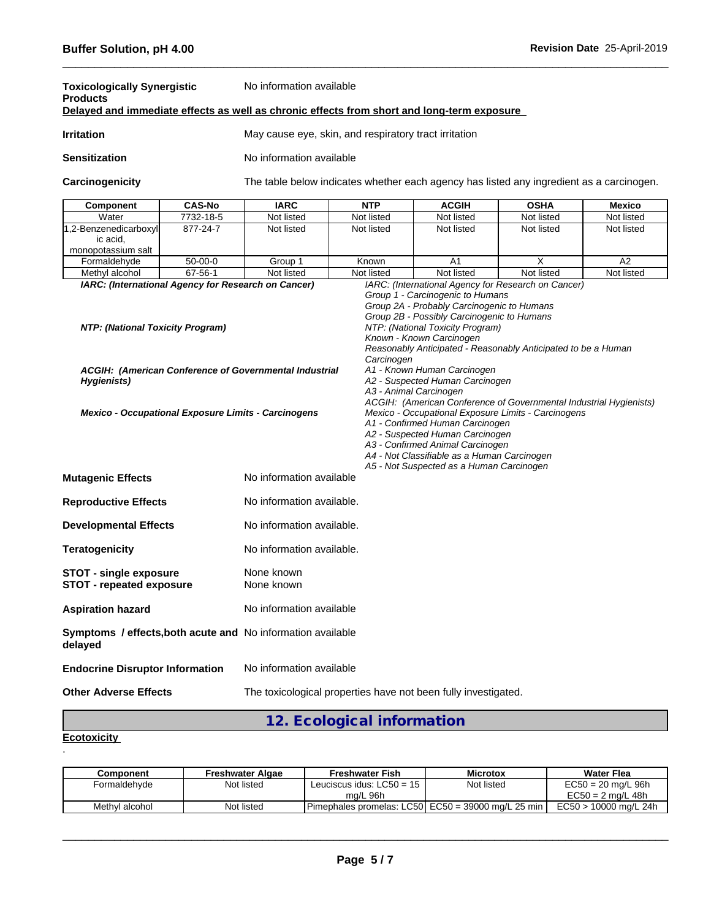**Toxicologically Synergistic Products** No information available

**Delayed and immediate effects as well as chronic effects from short and long-term exposure**

**Irritation** May cause eye, skin, and respiratory tract irritation

**Sensitization** No information available

**Carcinogenicity** The table below indicates whether each agency has listed any ingredient as a carcinogen.

| Component | CAS-No | IARC | NTP | ACGIH | OSHA | Mexico |
|---|---|---|---|---|---|---|
| Water | 7732-18-5 | Not listed | Not listed | Not listed | Not listed | Not listed |
| 1,2-Benzenedicarboxylic acid, monopotassium salt | 877-24-7 | Not listed | Not listed | Not listed | Not listed | Not listed |
| Formaldehyde | 50-00-0 | Group 1 | Known | A1 | X | A2 |
| Methyl alcohol | 67-56-1 | Not listed | Not listed | Not listed | Not listed | Not listed |

*IARC: (International Agency for Research on Cancer)*
*IARC: (International Agency for Research on Cancer)*
*Group 1 - Carcinogenic to Humans*
*Group 2A - Probably Carcinogenic to Humans*
*Group 2B - Possibly Carcinogenic to Humans*

*NTP: (National Toxicity Program)*
*NTP: (National Toxicity Program)*
*Known - Known Carcinogen*
*Reasonably Anticipated - Reasonably Anticipated to be a Human Carcinogen*

*ACGIH: (American Conference of Governmental Industrial Hygienists)*
*A1 - Known Human Carcinogen*
*A2 - Suspected Human Carcinogen*
*A3 - Animal Carcinogen*
*ACGIH: (American Conference of Governmental Industrial Hygienists)*

*Mexico - Occupational Exposure Limits - Carcinogens*
*Mexico - Occupational Exposure Limits - Carcinogens*
*A1 - Confirmed Human Carcinogen*
*A2 - Suspected Human Carcinogen*
*A3 - Confirmed Animal Carcinogen*
*A4 - Not Classifiable as a Human Carcinogen*
*A5 - Not Suspected as a Human Carcinogen*

**Mutagenic Effects** No information available

**Reproductive Effects** No information available.

**Developmental Effects** No information available.

**Teratogenicity** No information available.

**STOT - single exposure** None known
**STOT - repeated exposure** None known

**Aspiration hazard** No information available

**Symptoms / effects,both acute and delayed** No information available

**Endocrine Disruptor Information** No information available

**Other Adverse Effects** The toxicological properties have not been fully investigated.

## 12. Ecological information

**Ecotoxicity**

.

| Component | Freshwater Algae | Freshwater Fish | Microtox | Water Flea |
|---|---|---|---|---|
| Formaldehyde | Not listed | Leuciscus idus: LC50 = 15 mg/L 96h | Not listed | EC50 = 20 mg/L 96h<br>EC50 = 2 mg/L 48h |
| Methyl alcohol | Not listed | Pimephales promelas: LC50 | EC50 = 39000 mg/L 25 min | EC50 > 10000 mg/L 24h |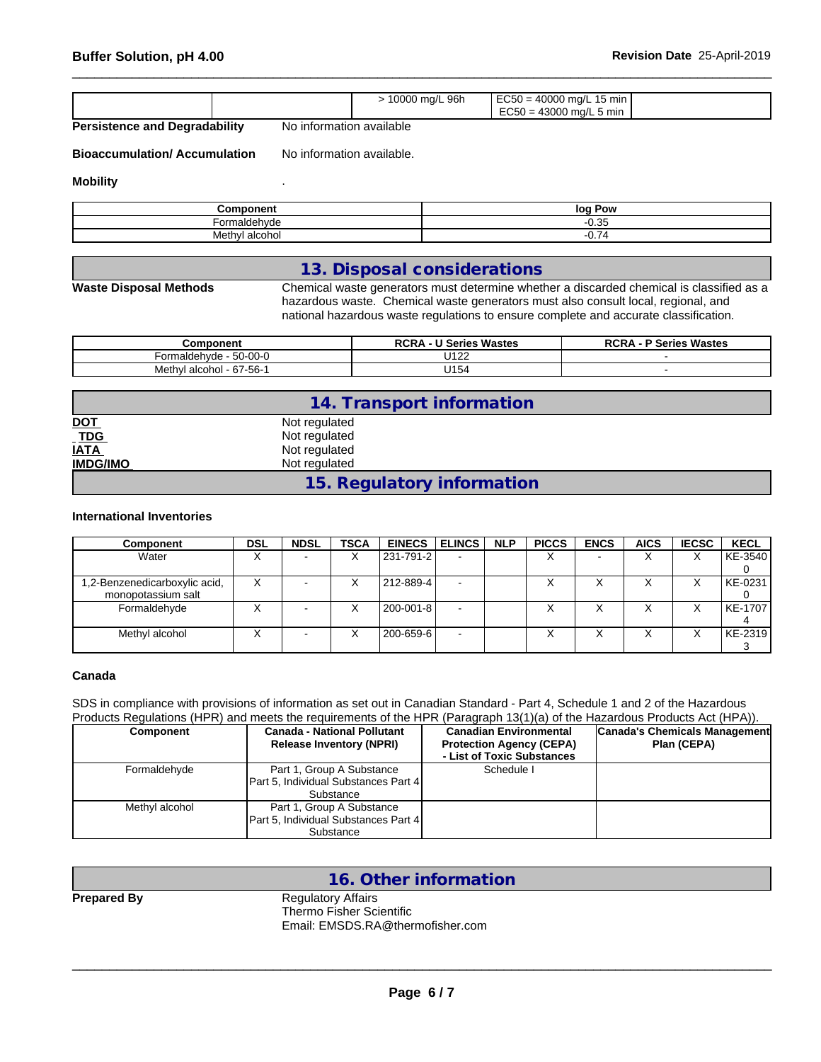| | | > 10000 mg/L 96h | EC50 = 40000 mg/L 15 min<br>EC50 = 43000 mg/L 5 min | |
|---|---|---|---|---|

**Persistence and Degradability** No information available

**Bioaccumulation/ Accumulation** No information available.

**Mobility** .

| Component | log Pow |
|---|---|
| Formaldehyde | -0.35 |
| Methyl alcohol | -0.74 |

## 13. Disposal considerations

**Waste Disposal Methods** Chemical waste generators must determine whether a discarded chemical is classified as a hazardous waste. Chemical waste generators must also consult local, regional, and national hazardous waste regulations to ensure complete and accurate classification.

| Component | RCRA - U Series Wastes | RCRA - P Series Wastes |
|---|---|---|
| Formaldehyde - 50-00-0 | U122 | - |
| Methyl alcohol - 67-56-1 | U154 | - |

## 14. Transport information

**DOT** Not regulated
**TDG** Not regulated
**IATA** Not regulated
**IMDG/IMO** Not regulated

## 15. Regulatory information

**International Inventories**

| Component | DSL | NDSL | TSCA | EINECS | ELINCS | NLP | PICCS | ENCS | AICS | IECSC | KECL |
|---|---|---|---|---|---|---|---|---|---|---|---|
| Water | X | - | X | 231-791-2 | - | | X | - | X | X | KE-35400 |
| 1,2-Benzenedicarboxylic acid, monopotassium salt | X | - | X | 212-889-4 | - | | X | X | X | X | KE-02310 |
| Formaldehyde | X | - | X | 200-001-8 | - | | X | X | X | X | KE-17074 |
| Methyl alcohol | X | - | X | 200-659-6 | - | | X | X | X | X | KE-23193 |

**Canada**

SDS in compliance with provisions of information as set out in Canadian Standard - Part 4, Schedule 1 and 2 of the Hazardous Products Regulations (HPR) and meets the requirements of the HPR (Paragraph 13(1)(a) of the Hazardous Products Act (HPA)).

| Component | Canada - National Pollutant Release Inventory (NPRI) | Canadian Environmental Protection Agency (CEPA) - List of Toxic Substances | Canada's Chemicals Management Plan (CEPA) |
|---|---|---|---|
| Formaldehyde | Part 1, Group A Substance<br>Part 5, Individual Substances Part 4 Substance | Schedule I | |
| Methyl alcohol | Part 1, Group A Substance<br>Part 5, Individual Substances Part 4 Substance | | |

## 16. Other information

**Prepared By** Regulatory Affairs
Thermo Fisher Scientific
Email: EMSDS.RA@thermofisher.com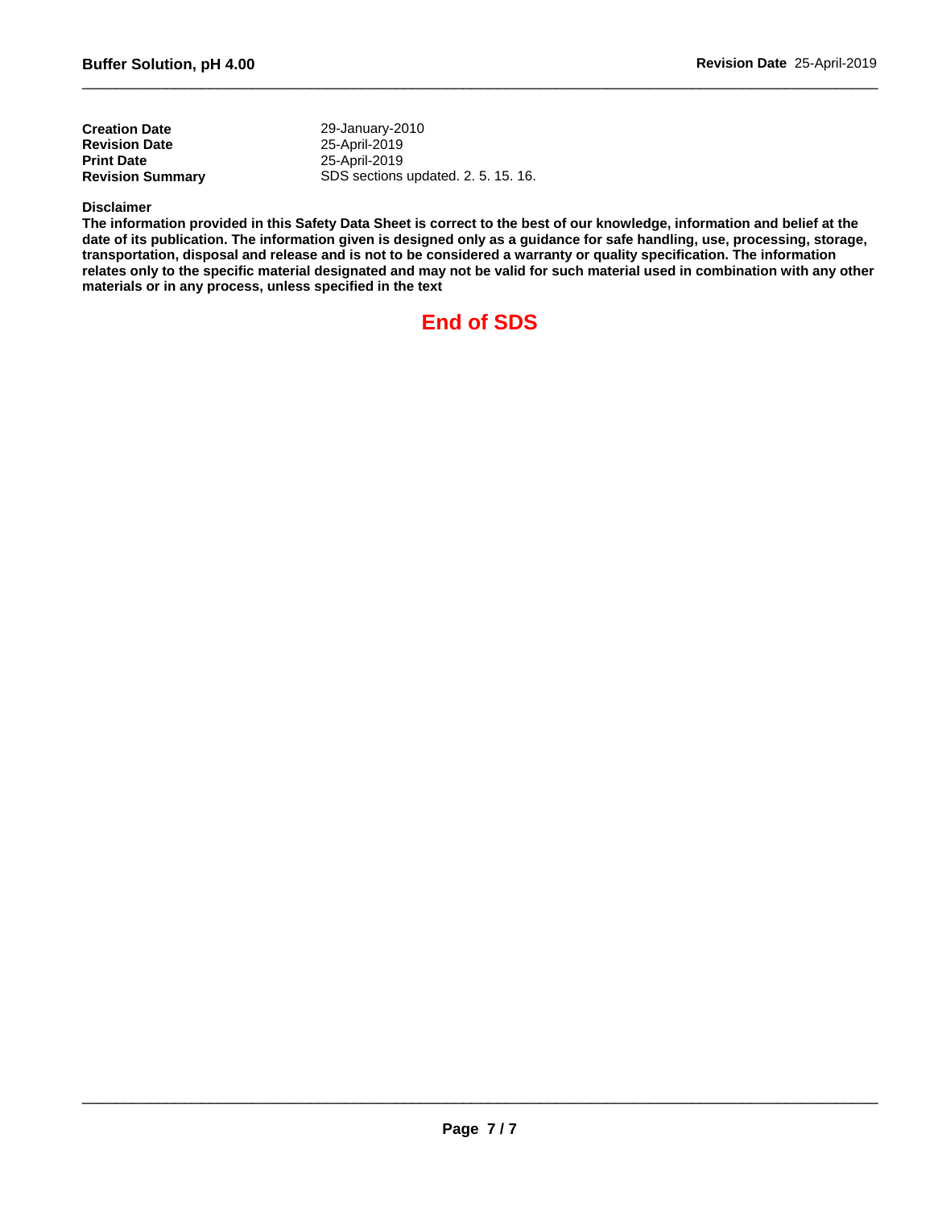| | |
|---|---|
| **Creation Date** | 29-January-2010 |
| **Revision Date** | 25-April-2019 |
| **Print Date** | 25-April-2019 |
| **Revision Summary** | SDS sections updated. 2. 5. 15. 16. |

**Disclaimer**

**The information provided in this Safety Data Sheet is correct to the best of our knowledge, information and belief at the date of its publication. The information given is designed only as a guidance for safe handling, use, processing, storage, transportation, disposal and release and is not to be considered a warranty or quality specification. The information relates only to the specific material designated and may not be valid for such material used in combination with any other materials or in any process, unless specified in the text**

**End of SDS**